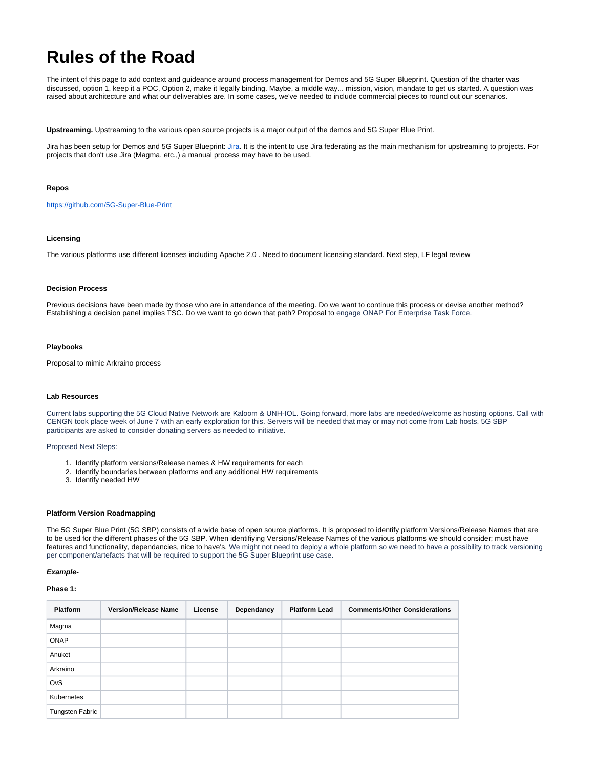# Rules of the Road

The intent of this page to add context and guideance around process management for Demos and 5G Super Blueprint. Question of the charter was discussed, option 1, keep it a POC, Option 2, make it legally binding. Maybe, a middle way... mission, vision, mandate to get us started. A question was raised about architecture and what our deliverables are. In some cases, we've needed to include commercial pieces to round out our scenarios.

**Upstreaming.** Upstreaming to the various open source projects is a major output of the demos and 5G Super Blue Print.

Jira has been setup for Demos and 5G Super Blueprint: Jira. It is the intent to use Jira federating as the main mechanism for upstreaming to projects. For projects that don't use Jira (Magma, etc.,) a manual process may have to be used.

#### Repos

https://github.com/5G-Super-Blue-Print

#### Licensing

The various platforms use different licenses including Apache 2.0 . Need to document licensing standard. Next step, LF legal review

#### Decision Process

Previous decisions have been made by those who are in attendance of the meeting. Do we want to continue this process or devise another method? Establishing a decision panel implies TSC. Do we want to go down that path? Proposal to engage ONAP For Enterprise Task Force.

#### Playbooks

Proposal to mimic Arkraino process

#### Lab Resources

Current labs supporting the 5G Cloud Native Network are Kaloom & UNH-IOL. Going forward, more labs are needed/welcome as hosting options. Call with CENGN took place week of June 7 with an early exploration for this. Servers will be needed that may or may not come from Lab hosts. 5G SBP participants are asked to consider donating servers as needed to initiative.

Proposed Next Steps:

1. Identify platform versions/Release names & HW requirements for each
2. Identify boundaries between platforms and any additional HW requirements
3. Identify needed HW

#### Platform Version Roadmapping

The 5G Super Blue Print (5G SBP) consists of a wide base of open source platforms. It is proposed to identify platform Versions/Release Names that are to be used for the different phases of the 5G SBP. When identifiying Versions/Release Names of the various platforms we should consider; must have features and functionality, dependancies, nice to have's. We might not need to deploy a whole platform so we need to have a possibility to track versioning per component/artefacts that will be required to support the 5G Super Blueprint use case.

***Example-***

**Phase 1:**

| Platform | Version/Release Name | License | Dependancy | Platform Lead | Comments/Other Considerations |
|---|---|---|---|---|---|
| Magma | | | | | |
| ONAP | | | | | |
| Anuket | | | | | |
| Arkraino | | | | | |
| OvS | | | | | |
| Kubernetes | | | | | |
| Tungsten Fabric | | | | | |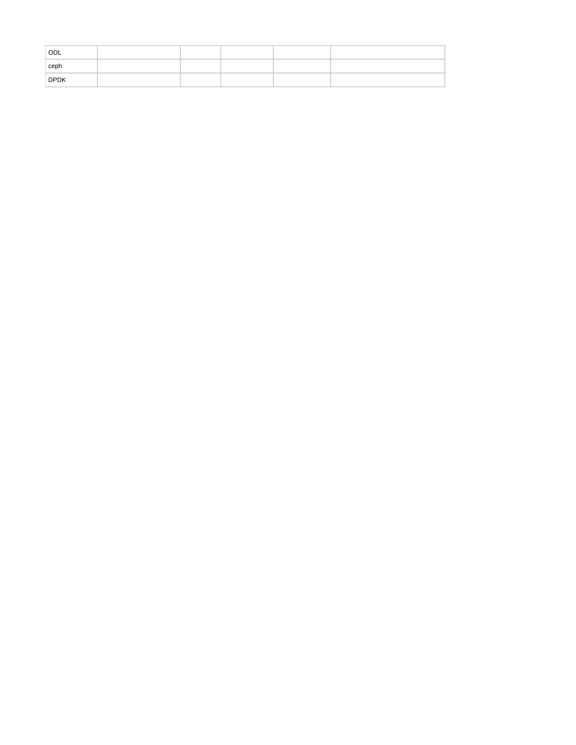| | | | | | |
|---|---|---|---|---|---|
| ODL | | | | | |
| ceph | | | | | |
| DPDK | | | | | |